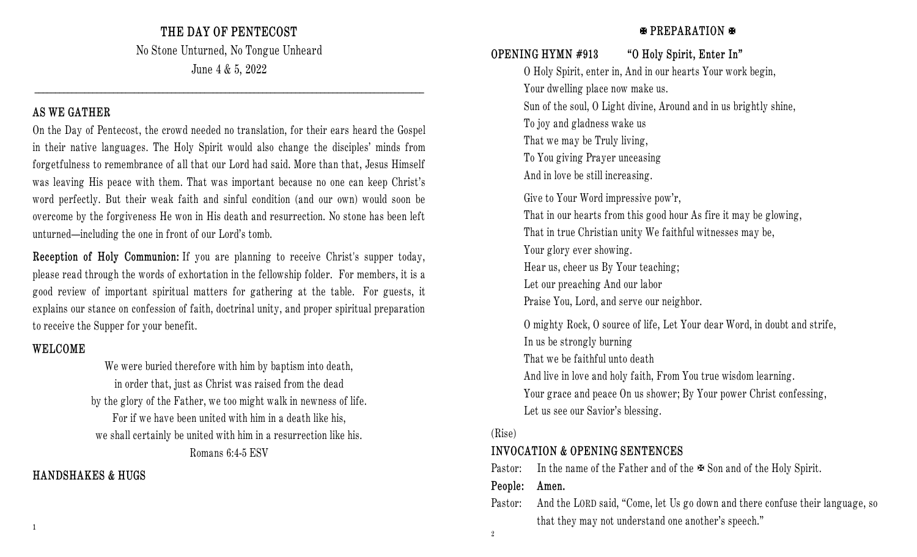# THE DAY OF PENTECOST

No Stone Unturned, No Tongue Unheard

June 4 & 5, 2022

---

## AS WE GATHER

On the Day of Pentecost, the crowd needed no translation, for their ears heard the Gospel in their native languages. The Holy Spirit would also change the disciples' minds from forgetfulness to remembrance of all that our Lord had said. More than that, Jesus Himself was leaving His peace with them. That was important because no one can keep Christ's word perfectly. But their weak faith and sinful condition (and our own) would soon be overcome by the forgiveness He won in His death and resurrection. No stone has been left unturned—including the one in front of our Lord's tomb.

**Reception of Holy Communion:** If you are planning to receive Christ's supper today, please read through the words of exhortation in the fellowship folder. For members, it is a good review of important spiritual matters for gathering at the table. For guests, it explains our stance on confession of faith, doctrinal unity, and proper spiritual preparation to receive the Supper for your benefit.

## WELCOME

We were buried therefore with him by baptism into death,
in order that, just as Christ was raised from the dead
by the glory of the Father, we too might walk in newness of life.
For if we have been united with him in a death like his,
we shall certainly be united with him in a resurrection like his.
Romans 6:4-5 ESV

## HANDSHAKES & HUGS

## ✠ PREPARATION ✠

**OPENING HYMN #913 "O Holy Spirit, Enter In"**

O Holy Spirit, enter in, And in our hearts Your work begin,
Your dwelling place now make us.
Sun of the soul, O Light divine, Around and in us brightly shine,
To joy and gladness wake us
That we may be Truly living,
To You giving Prayer unceasing
And in love be still increasing.

Give to Your Word impressive pow'r,
That in our hearts from this good hour As fire it may be glowing,
That in true Christian unity We faithful witnesses may be,
Your glory ever showing.
Hear us, cheer us By Your teaching;
Let our preaching And our labor
Praise You, Lord, and serve our neighbor.

O mighty Rock, O source of life, Let Your dear Word, in doubt and strife,
In us be strongly burning
That we be faithful unto death
And live in love and holy faith, From You true wisdom learning.
Your grace and peace On us shower; By Your power Christ confessing,
Let us see our Savior's blessing.

(Rise)

**INVOCATION & OPENING SENTENCES**

Pastor: In the name of the Father and of the ✠ Son and of the Holy Spirit.

**People: Amen.**

Pastor: And the LORD said, "Come, let Us go down and there confuse their language, so that they may not understand one another's speech."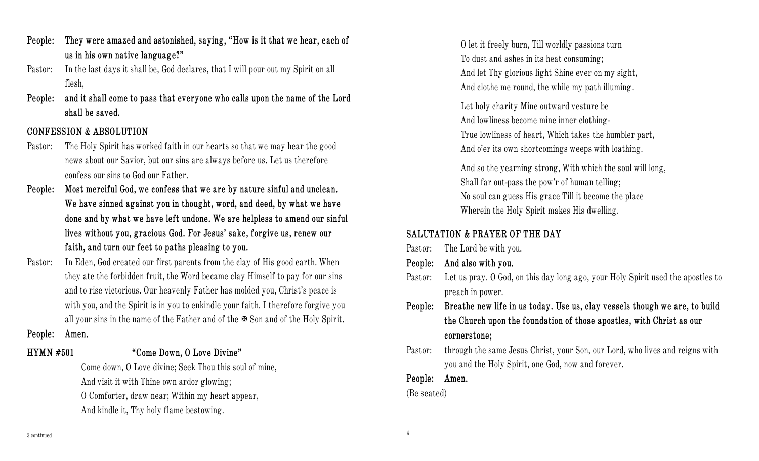**People: They were amazed and astonished, saying, "How is it that we hear, each of us in his own native language?"**

Pastor: In the last days it shall be, God declares, that I will pour out my Spirit on all flesh,

**People: and it shall come to pass that everyone who calls upon the name of the Lord shall be saved.**

## CONFESSION & ABSOLUTION

Pastor: The Holy Spirit has worked faith in our hearts so that we may hear the good news about our Savior, but our sins are always before us. Let us therefore confess our sins to God our Father.

**People: Most merciful God, we confess that we are by nature sinful and unclean. We have sinned against you in thought, word, and deed, by what we have done and by what we have left undone. We are helpless to amend our sinful lives without you, gracious God. For Jesus' sake, forgive us, renew our faith, and turn our feet to paths pleasing to you.**

Pastor: In Eden, God created our first parents from the clay of His good earth. When they ate the forbidden fruit, the Word became clay Himself to pay for our sins and to rise victorious. Our heavenly Father has molded you, Christ's peace is with you, and the Spirit is in you to enkindle your faith. I therefore forgive you all your sins in the name of the Father and of the ✠ Son and of the Holy Spirit.

**People: Amen.**

## HYMN #501 "Come Down, O Love Divine"

Come down, O Love divine; Seek Thou this soul of mine,
And visit it with Thine own ardor glowing;
O Comforter, draw near; Within my heart appear,
And kindle it, Thy holy flame bestowing.

O let it freely burn, Till worldly passions turn
To dust and ashes in its heat consuming;
And let Thy glorious light Shine ever on my sight,
And clothe me round, the while my path illuming.

Let holy charity Mine outward vesture be
And lowliness become mine inner clothing-
True lowliness of heart, Which takes the humbler part,
And o'er its own shortcomings weeps with loathing.

And so the yearning strong, With which the soul will long,
Shall far out-pass the pow'r of human telling;
No soul can guess His grace Till it become the place
Wherein the Holy Spirit makes His dwelling.

## SALUTATION & PRAYER OF THE DAY

Pastor: The Lord be with you.

**People: And also with you.**

Pastor: Let us pray. O God, on this day long ago, your Holy Spirit used the apostles to preach in power.

**People: Breathe new life in us today. Use us, clay vessels though we are, to build the Church upon the foundation of those apostles, with Christ as our cornerstone;**

Pastor: through the same Jesus Christ, your Son, our Lord, who lives and reigns with you and the Holy Spirit, one God, now and forever.

**People: Amen.**

(Be seated)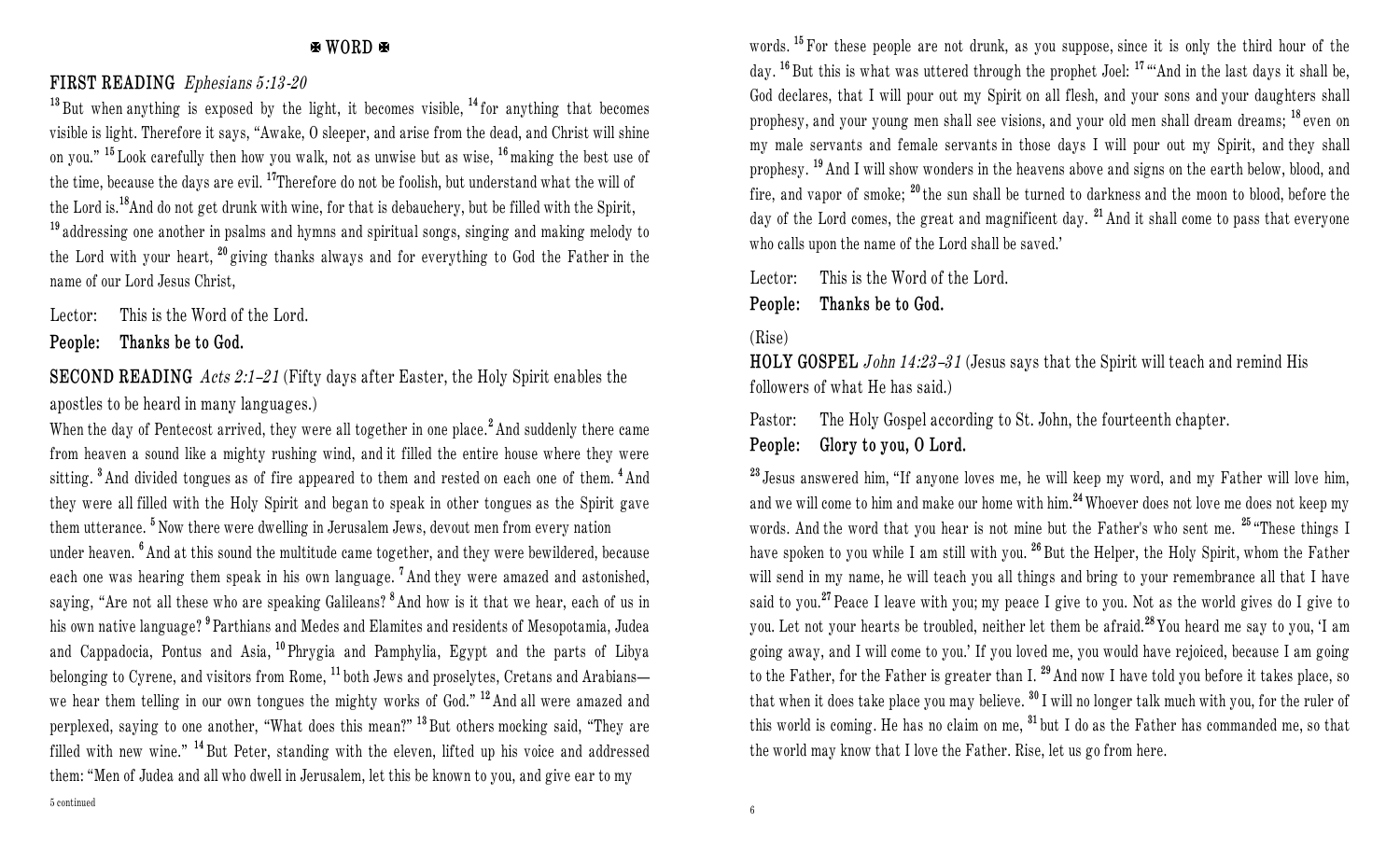# ✠ WORD ✠

**FIRST READING** *Ephesians 5:13-20*

[13] But when anything is exposed by the light, it becomes visible, [14] for anything that becomes visible is light. Therefore it says, "Awake, O sleeper, and arise from the dead, and Christ will shine on you." [15] Look carefully then how you walk, not as unwise but as wise, [16] making the best use of the time, because the days are evil. [17] Therefore do not be foolish, but understand what the will of the Lord is. [18] And do not get drunk with wine, for that is debauchery, but be filled with the Spirit, [19] addressing one another in psalms and hymns and spiritual songs, singing and making melody to the Lord with your heart, [20] giving thanks always and for everything to God the Father in the name of our Lord Jesus Christ,

Lector: This is the Word of the Lord.

**People: Thanks be to God.**

**SECOND READING** *Acts 2:1–21* (Fifty days after Easter, the Holy Spirit enables the apostles to be heard in many languages.)

When the day of Pentecost arrived, they were all together in one place. [2] And suddenly there came from heaven a sound like a mighty rushing wind, and it filled the entire house where they were sitting. [3] And divided tongues as of fire appeared to them and rested on each one of them. [4] And they were all filled with the Holy Spirit and began to speak in other tongues as the Spirit gave them utterance. [5] Now there were dwelling in Jerusalem Jews, devout men from every nation under heaven. [6] And at this sound the multitude came together, and they were bewildered, because each one was hearing them speak in his own language. [7] And they were amazed and astonished, saying, "Are not all these who are speaking Galileans? [8] And how is it that we hear, each of us in his own native language? [9] Parthians and Medes and Elamites and residents of Mesopotamia, Judea and Cappadocia, Pontus and Asia, [10] Phrygia and Pamphylia, Egypt and the parts of Libya belonging to Cyrene, and visitors from Rome, [11] both Jews and proselytes, Cretans and Arabians—we hear them telling in our own tongues the mighty works of God." [12] And all were amazed and perplexed, saying to one another, "What does this mean?" [13] But others mocking said, "They are filled with new wine." [14] But Peter, standing with the eleven, lifted up his voice and addressed them: "Men of Judea and all who dwell in Jerusalem, let this be known to you, and give ear to my words. [15] For these people are not drunk, as you suppose, since it is only the third hour of the day. [16] But this is what was uttered through the prophet Joel: [17] "'And in the last days it shall be, God declares, that I will pour out my Spirit on all flesh, and your sons and your daughters shall prophesy, and your young men shall see visions, and your old men shall dream dreams; [18] even on my male servants and female servants in those days I will pour out my Spirit, and they shall prophesy. [19] And I will show wonders in the heavens above and signs on the earth below, blood, and fire, and vapor of smoke; [20] the sun shall be turned to darkness and the moon to blood, before the day of the Lord comes, the great and magnificent day. [21] And it shall come to pass that everyone who calls upon the name of the Lord shall be saved.'

Lector: This is the Word of the Lord.

**People: Thanks be to God.**

(Rise)

**HOLY GOSPEL** *John 14:23–31* (Jesus says that the Spirit will teach and remind His followers of what He has said.)

Pastor: The Holy Gospel according to St. John, the fourteenth chapter.

**People: Glory to you, O Lord.**

[23] Jesus answered him, "If anyone loves me, he will keep my word, and my Father will love him, and we will come to him and make our home with him. [24] Whoever does not love me does not keep my words. And the word that you hear is not mine but the Father's who sent me. [25] "These things I have spoken to you while I am still with you. [26] But the Helper, the Holy Spirit, whom the Father will send in my name, he will teach you all things and bring to your remembrance all that I have said to you. [27] Peace I leave with you; my peace I give to you. Not as the world gives do I give to you. Let not your hearts be troubled, neither let them be afraid. [28] You heard me say to you, 'I am going away, and I will come to you.' If you loved me, you would have rejoiced, because I am going to the Father, for the Father is greater than I. [29] And now I have told you before it takes place, so that when it does take place you may believe. [30] I will no longer talk much with you, for the ruler of this world is coming. He has no claim on me, [31] but I do as the Father has commanded me, so that the world may know that I love the Father. Rise, let us go from here.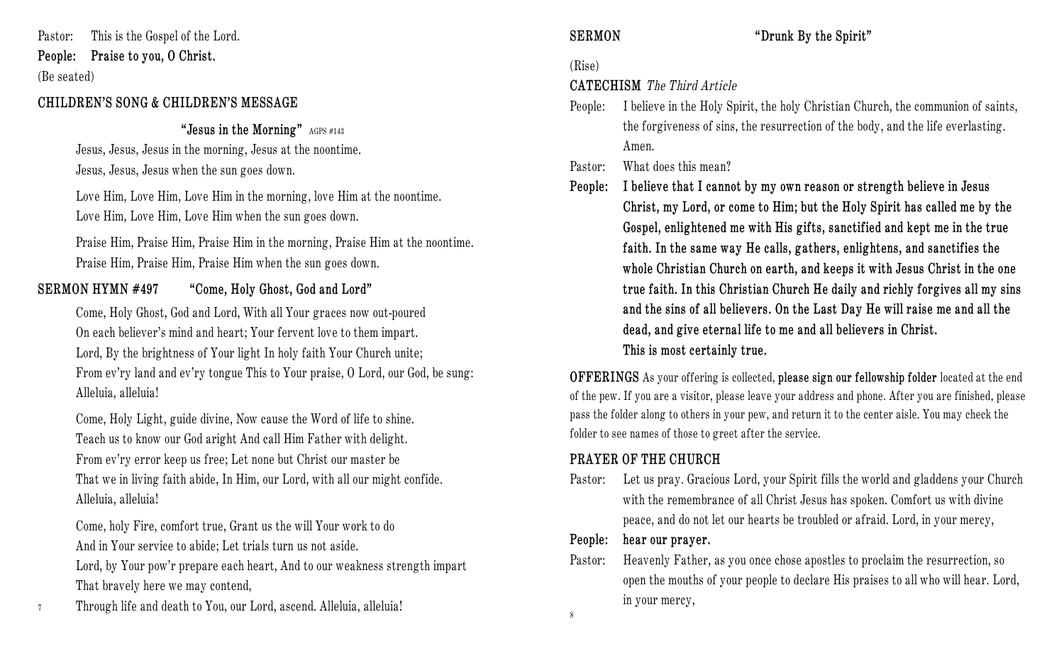Pastor: This is the Gospel of the Lord.

**People: Praise to you, O Christ.**

(Be seated)

## CHILDREN'S SONG & CHILDREN'S MESSAGE

**"Jesus in the Morning"** AGPS #143

Jesus, Jesus, Jesus in the morning, Jesus at the noontime.
Jesus, Jesus, Jesus when the sun goes down.

Love Him, Love Him, Love Him in the morning, love Him at the noontime.
Love Him, Love Him, Love Him when the sun goes down.

Praise Him, Praise Him, Praise Him in the morning, Praise Him at the noontime.
Praise Him, Praise Him, Praise Him when the sun goes down.

## SERMON HYMN #497 "Come, Holy Ghost, God and Lord"

Come, Holy Ghost, God and Lord, With all Your graces now out-poured
On each believer's mind and heart; Your fervent love to them impart.
Lord, By the brightness of Your light In holy faith Your Church unite;
From ev'ry land and ev'ry tongue This to Your praise, O Lord, our God, be sung:
Alleluia, alleluia!

Come, Holy Light, guide divine, Now cause the Word of life to shine.
Teach us to know our God aright And call Him Father with delight.
From ev'ry error keep us free; Let none but Christ our master be
That we in living faith abide, In Him, our Lord, with all our might confide.
Alleluia, alleluia!

Come, holy Fire, comfort true, Grant us the will Your work to do
And in Your service to abide; Let trials turn us not aside.
Lord, by Your pow'r prepare each heart, And to our weakness strength impart
That bravely here we may contend,
Through life and death to You, our Lord, ascend. Alleluia, alleluia!

## SERMON "Drunk By the Spirit"

(Rise)

## CATECHISM *The Third Article*

People: I believe in the Holy Spirit, the holy Christian Church, the communion of saints, the forgiveness of sins, the resurrection of the body, and the life everlasting. Amen.

Pastor: What does this mean?

**People: I believe that I cannot by my own reason or strength believe in Jesus Christ, my Lord, or come to Him; but the Holy Spirit has called me by the Gospel, enlightened me with His gifts, sanctified and kept me in the true faith. In the same way He calls, gathers, enlightens, and sanctifies the whole Christian Church on earth, and keeps it with Jesus Christ in the one true faith. In this Christian Church He daily and richly forgives all my sins and the sins of all believers. On the Last Day He will raise me and all the dead, and give eternal life to me and all believers in Christ.**
**This is most certainly true.**

**OFFERINGS** As your offering is collected, **please sign our fellowship folder** located at the end of the pew. If you are a visitor, please leave your address and phone. After you are finished, please pass the folder along to others in your pew, and return it to the center aisle. You may check the folder to see names of those to greet after the service.

## PRAYER OF THE CHURCH

Pastor: Let us pray. Gracious Lord, your Spirit fills the world and gladdens your Church with the remembrance of all Christ Jesus has spoken. Comfort us with divine peace, and do not let our hearts be troubled or afraid. Lord, in your mercy,

**People: hear our prayer.**

Pastor: Heavenly Father, as you once chose apostles to proclaim the resurrection, so open the mouths of your people to declare His praises to all who will hear. Lord, in your mercy,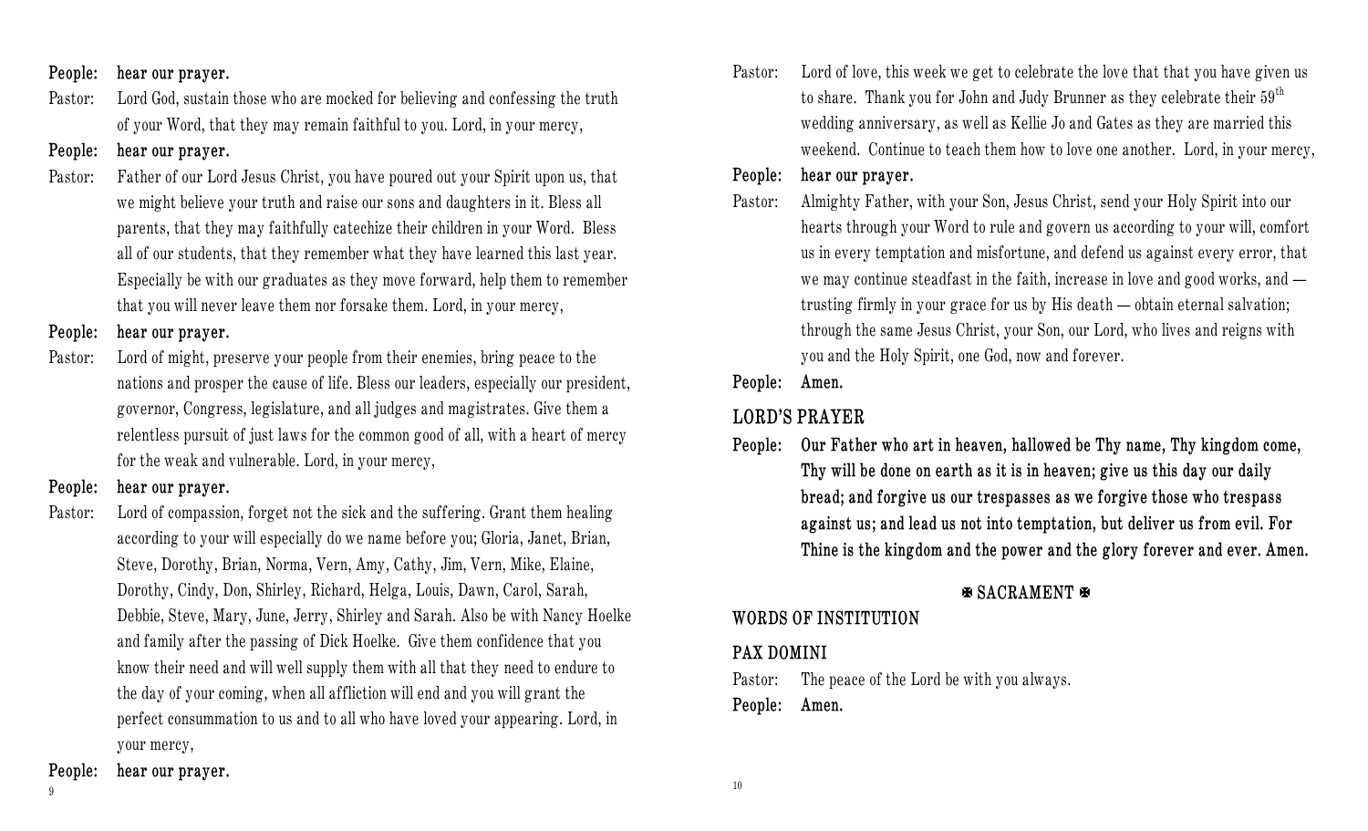**People: hear our prayer.**

Pastor: Lord God, sustain those who are mocked for believing and confessing the truth of your Word, that they may remain faithful to you. Lord, in your mercy,

**People: hear our prayer.**

Pastor: Father of our Lord Jesus Christ, you have poured out your Spirit upon us, that we might believe your truth and raise our sons and daughters in it. Bless all parents, that they may faithfully catechize their children in your Word. Bless all of our students, that they remember what they have learned this last year. Especially be with our graduates as they move forward, help them to remember that you will never leave them nor forsake them. Lord, in your mercy,

**People: hear our prayer.**

Pastor: Lord of might, preserve your people from their enemies, bring peace to the nations and prosper the cause of life. Bless our leaders, especially our president, governor, Congress, legislature, and all judges and magistrates. Give them a relentless pursuit of just laws for the common good of all, with a heart of mercy for the weak and vulnerable. Lord, in your mercy,

**People: hear our prayer.**

Pastor: Lord of compassion, forget not the sick and the suffering. Grant them healing according to your will especially do we name before you; Gloria, Janet, Brian, Steve, Dorothy, Brian, Norma, Vern, Amy, Cathy, Jim, Vern, Mike, Elaine, Dorothy, Cindy, Don, Shirley, Richard, Helga, Louis, Dawn, Carol, Sarah, Debbie, Steve, Mary, June, Jerry, Shirley and Sarah. Also be with Nancy Hoelke and family after the passing of Dick Hoelke. Give them confidence that you know their need and will well supply them with all that they need to endure to the day of your coming, when all affliction will end and you will grant the perfect consummation to us and to all who have loved your appearing. Lord, in your mercy,

**People: hear our prayer.**

Pastor: Lord of love, this week we get to celebrate the love that that you have given us to share. Thank you for John and Judy Brunner as they celebrate their 59th wedding anniversary, as well as Kellie Jo and Gates as they are married this weekend. Continue to teach them how to love one another. Lord, in your mercy,

**People: hear our prayer.**

Pastor: Almighty Father, with your Son, Jesus Christ, send your Holy Spirit into our hearts through your Word to rule and govern us according to your will, comfort us in every temptation and misfortune, and defend us against every error, that we may continue steadfast in the faith, increase in love and good works, and — trusting firmly in your grace for us by His death — obtain eternal salvation; through the same Jesus Christ, your Son, our Lord, who lives and reigns with you and the Holy Spirit, one God, now and forever.

**People: Amen.**

## LORD'S PRAYER

**People: Our Father who art in heaven, hallowed be Thy name, Thy kingdom come, Thy will be done on earth as it is in heaven; give us this day our daily bread; and forgive us our trespasses as we forgive those who trespass against us; and lead us not into temptation, but deliver us from evil. For Thine is the kingdom and the power and the glory forever and ever. Amen.**

## ✠ SACRAMENT ✠

## WORDS OF INSTITUTION

## PAX DOMINI

Pastor: The peace of the Lord be with you always.

**People: Amen.**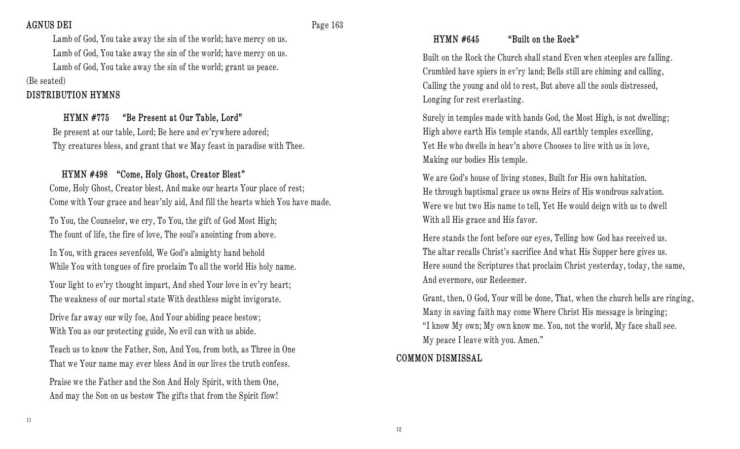## AGNUS DEI

Page 163

Lamb of God, You take away the sin of the world; have mercy on us.
Lamb of God, You take away the sin of the world; have mercy on us.
Lamb of God, You take away the sin of the world; grant us peace.

(Be seated)

## DISTRIBUTION HYMNS

### HYMN #775 "Be Present at Our Table, Lord"

Be present at our table, Lord; Be here and ev'rywhere adored;
Thy creatures bless, and grant that we May feast in paradise with Thee.

### HYMN #498 "Come, Holy Ghost, Creator Blest"

Come, Holy Ghost, Creator blest, And make our hearts Your place of rest;
Come with Your grace and heav'nly aid, And fill the hearts which You have made.

To You, the Counselor, we cry, To You, the gift of God Most High;
The fount of life, the fire of love, The soul's anointing from above.

In You, with graces sevenfold, We God's almighty hand behold
While You with tongues of fire proclaim To all the world His holy name.

Your light to ev'ry thought impart, And shed Your love in ev'ry heart;
The weakness of our mortal state With deathless might invigorate.

Drive far away our wily foe, And Your abiding peace bestow;
With You as our protecting guide, No evil can with us abide.

Teach us to know the Father, Son, And You, from both, as Three in One
That we Your name may ever bless And in our lives the truth confess.

Praise we the Father and the Son And Holy Spirit, with them One,
And may the Son on us bestow The gifts that from the Spirit flow!

### HYMN #645 "Built on the Rock"

Built on the Rock the Church shall stand Even when steeples are falling.
Crumbled have spiers in ev'ry land; Bells still are chiming and calling,
Calling the young and old to rest, But above all the souls distressed,
Longing for rest everlasting.

Surely in temples made with hands God, the Most High, is not dwelling;
High above earth His temple stands, All earthly temples excelling,
Yet He who dwells in heav'n above Chooses to live with us in love,
Making our bodies His temple.

We are God's house of living stones, Built for His own habitation.
He through baptismal grace us owns Heirs of His wondrous salvation.
Were we but two His name to tell, Yet He would deign with us to dwell
With all His grace and His favor.

Here stands the font before our eyes, Telling how God has received us.
The altar recalls Christ's sacrifice And what His Supper here gives us.
Here sound the Scriptures that proclaim Christ yesterday, today, the same,
And evermore, our Redeemer.

Grant, then, O God, Your will be done, That, when the church bells are ringing,
Many in saving faith may come Where Christ His message is bringing;
"I know My own; My own know me. You, not the world, My face shall see.
My peace I leave with you. Amen."

## COMMON DISMISSAL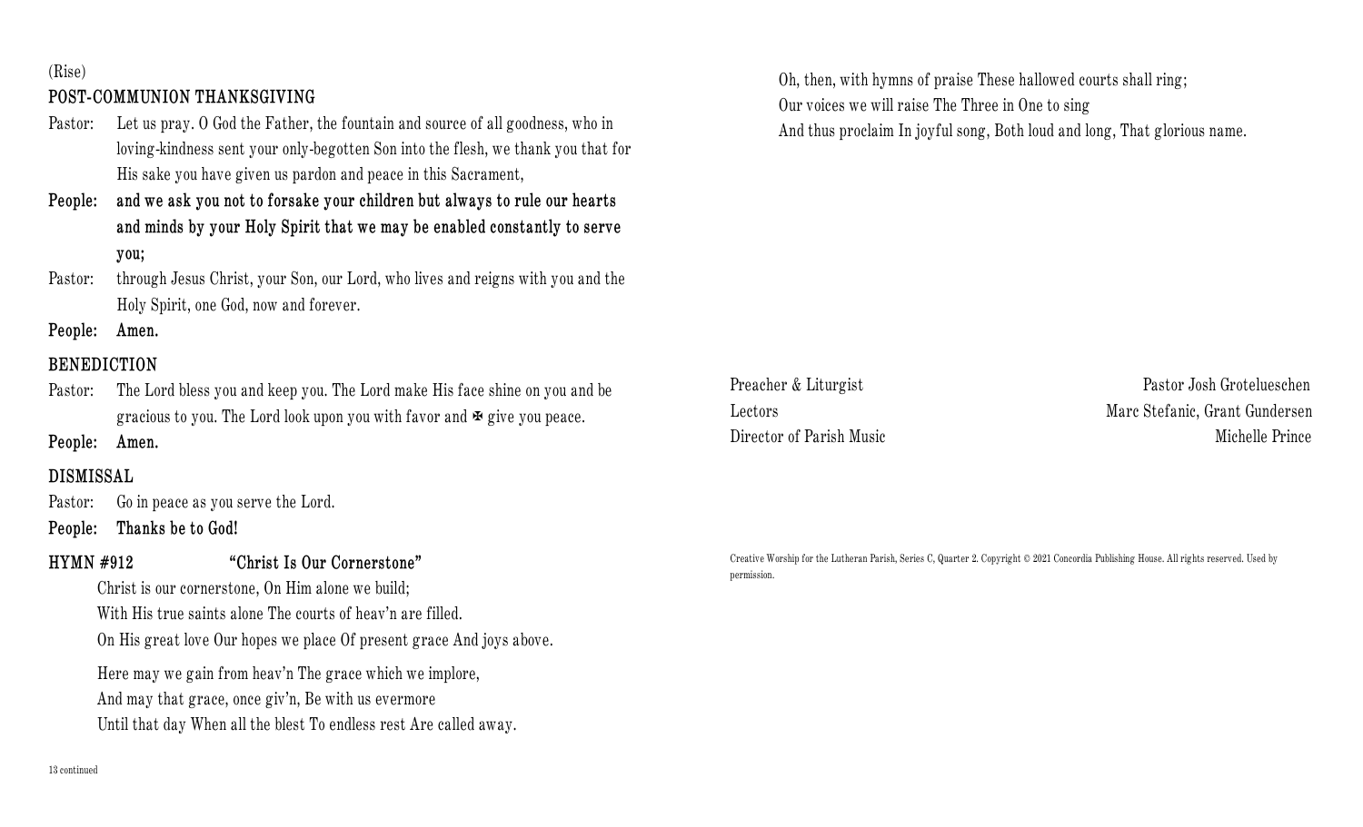(Rise)

## POST-COMMUNION THANKSGIVING

Pastor: Let us pray. O God the Father, the fountain and source of all goodness, who in loving-kindness sent your only-begotten Son into the flesh, we thank you that for His sake you have given us pardon and peace in this Sacrament,

**People: and we ask you not to forsake your children but always to rule our hearts and minds by your Holy Spirit that we may be enabled constantly to serve you;**

Pastor: through Jesus Christ, your Son, our Lord, who lives and reigns with you and the Holy Spirit, one God, now and forever.

**People: Amen.**

## BENEDICTION

Pastor: The Lord bless you and keep you. The Lord make His face shine on you and be gracious to you. The Lord look upon you with favor and ✠ give you peace.

**People: Amen.**

## DISMISSAL

Pastor: Go in peace as you serve the Lord.

**People: Thanks be to God!**

## HYMN #912 "Christ Is Our Cornerstone"

Christ is our cornerstone, On Him alone we build;
With His true saints alone The courts of heav'n are filled.
On His great love Our hopes we place Of present grace And joys above.

Here may we gain from heav'n The grace which we implore,
And may that grace, once giv'n, Be with us evermore
Until that day When all the blest To endless rest Are called away.

Oh, then, with hymns of praise These hallowed courts shall ring;
Our voices we will raise The Three in One to sing
And thus proclaim In joyful song, Both loud and long, That glorious name.

| | |
|---|---|
| Preacher & Liturgist | Pastor Josh Grotelueschen |
| Lectors | Marc Stefanic, Grant Gundersen |
| Director of Parish Music | Michelle Prince |

Creative Worship for the Lutheran Parish, Series C, Quarter 2. Copyright © 2021 Concordia Publishing House. All rights reserved. Used by permission.